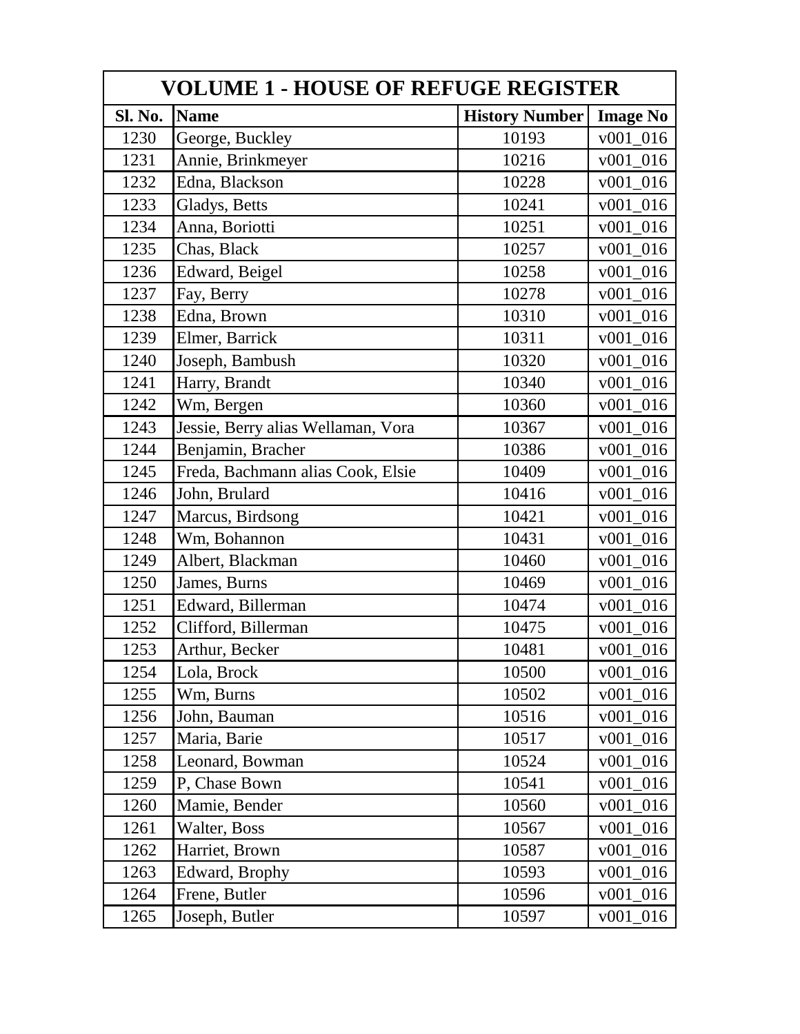| VOLUME 1 - HOUSE OF REFUGE REGISTER | | | |
|---|---|---|---|
| Sl. No. | Name | History Number | Image No |
| 1230 | George, Buckley | 10193 | v001_016 |
| 1231 | Annie, Brinkmeyer | 10216 | v001_016 |
| 1232 | Edna, Blackson | 10228 | v001_016 |
| 1233 | Gladys, Betts | 10241 | v001_016 |
| 1234 | Anna, Boriotti | 10251 | v001_016 |
| 1235 | Chas, Black | 10257 | v001_016 |
| 1236 | Edward, Beigel | 10258 | v001_016 |
| 1237 | Fay, Berry | 10278 | v001_016 |
| 1238 | Edna, Brown | 10310 | v001_016 |
| 1239 | Elmer, Barrick | 10311 | v001_016 |
| 1240 | Joseph, Bambush | 10320 | v001_016 |
| 1241 | Harry, Brandt | 10340 | v001_016 |
| 1242 | Wm, Bergen | 10360 | v001_016 |
| 1243 | Jessie, Berry alias Wellaman, Vora | 10367 | v001_016 |
| 1244 | Benjamin, Bracher | 10386 | v001_016 |
| 1245 | Freda, Bachmann alias Cook, Elsie | 10409 | v001_016 |
| 1246 | John, Brulard | 10416 | v001_016 |
| 1247 | Marcus, Birdsong | 10421 | v001_016 |
| 1248 | Wm, Bohannon | 10431 | v001_016 |
| 1249 | Albert, Blackman | 10460 | v001_016 |
| 1250 | James, Burns | 10469 | v001_016 |
| 1251 | Edward, Billerman | 10474 | v001_016 |
| 1252 | Clifford, Billerman | 10475 | v001_016 |
| 1253 | Arthur, Becker | 10481 | v001_016 |
| 1254 | Lola, Brock | 10500 | v001_016 |
| 1255 | Wm, Burns | 10502 | v001_016 |
| 1256 | John, Bauman | 10516 | v001_016 |
| 1257 | Maria, Barie | 10517 | v001_016 |
| 1258 | Leonard, Bowman | 10524 | v001_016 |
| 1259 | P, Chase Bown | 10541 | v001_016 |
| 1260 | Mamie, Bender | 10560 | v001_016 |
| 1261 | Walter, Boss | 10567 | v001_016 |
| 1262 | Harriet, Brown | 10587 | v001_016 |
| 1263 | Edward, Brophy | 10593 | v001_016 |
| 1264 | Frene, Butler | 10596 | v001_016 |
| 1265 | Joseph, Butler | 10597 | v001_016 |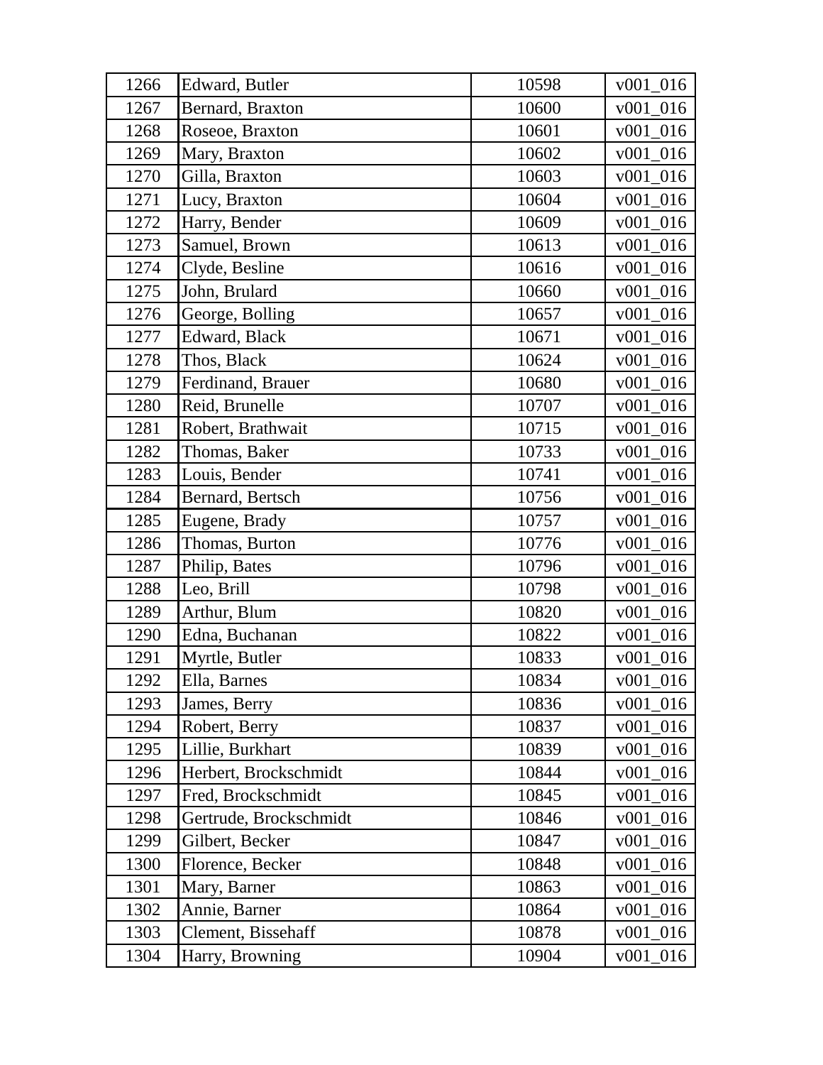| 1266 | Edward, Butler | 10598 | v001_016 |
|---|---|---|---|
| 1267 | Bernard, Braxton | 10600 | v001_016 |
| 1268 | Roseoe, Braxton | 10601 | v001_016 |
| 1269 | Mary, Braxton | 10602 | v001_016 |
| 1270 | Gilla, Braxton | 10603 | v001_016 |
| 1271 | Lucy, Braxton | 10604 | v001_016 |
| 1272 | Harry, Bender | 10609 | v001_016 |
| 1273 | Samuel, Brown | 10613 | v001_016 |
| 1274 | Clyde, Besline | 10616 | v001_016 |
| 1275 | John, Brulard | 10660 | v001_016 |
| 1276 | George, Bolling | 10657 | v001_016 |
| 1277 | Edward, Black | 10671 | v001_016 |
| 1278 | Thos, Black | 10624 | v001_016 |
| 1279 | Ferdinand, Brauer | 10680 | v001_016 |
| 1280 | Reid, Brunelle | 10707 | v001_016 |
| 1281 | Robert, Brathwait | 10715 | v001_016 |
| 1282 | Thomas, Baker | 10733 | v001_016 |
| 1283 | Louis, Bender | 10741 | v001_016 |
| 1284 | Bernard, Bertsch | 10756 | v001_016 |
| 1285 | Eugene, Brady | 10757 | v001_016 |
| 1286 | Thomas, Burton | 10776 | v001_016 |
| 1287 | Philip, Bates | 10796 | v001_016 |
| 1288 | Leo, Brill | 10798 | v001_016 |
| 1289 | Arthur, Blum | 10820 | v001_016 |
| 1290 | Edna, Buchanan | 10822 | v001_016 |
| 1291 | Myrtle, Butler | 10833 | v001_016 |
| 1292 | Ella, Barnes | 10834 | v001_016 |
| 1293 | James, Berry | 10836 | v001_016 |
| 1294 | Robert, Berry | 10837 | v001_016 |
| 1295 | Lillie, Burkhart | 10839 | v001_016 |
| 1296 | Herbert, Brockschmidt | 10844 | v001_016 |
| 1297 | Fred, Brockschmidt | 10845 | v001_016 |
| 1298 | Gertrude, Brockschmidt | 10846 | v001_016 |
| 1299 | Gilbert, Becker | 10847 | v001_016 |
| 1300 | Florence, Becker | 10848 | v001_016 |
| 1301 | Mary, Barner | 10863 | v001_016 |
| 1302 | Annie, Barner | 10864 | v001_016 |
| 1303 | Clement, Bissehaff | 10878 | v001_016 |
| 1304 | Harry, Browning | 10904 | v001_016 |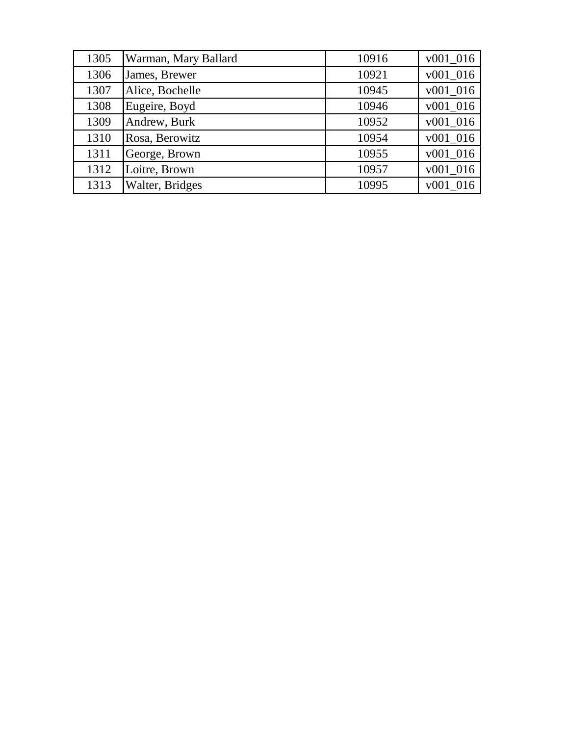| | | | |
|---|---|---|---|
| 1305 | Warman, Mary Ballard | 10916 | v001_016 |
| 1306 | James, Brewer | 10921 | v001_016 |
| 1307 | Alice, Bochelle | 10945 | v001_016 |
| 1308 | Eugeire, Boyd | 10946 | v001_016 |
| 1309 | Andrew, Burk | 10952 | v001_016 |
| 1310 | Rosa, Berowitz | 10954 | v001_016 |
| 1311 | George, Brown | 10955 | v001_016 |
| 1312 | Loitre, Brown | 10957 | v001_016 |
| 1313 | Walter, Bridges | 10995 | v001_016 |